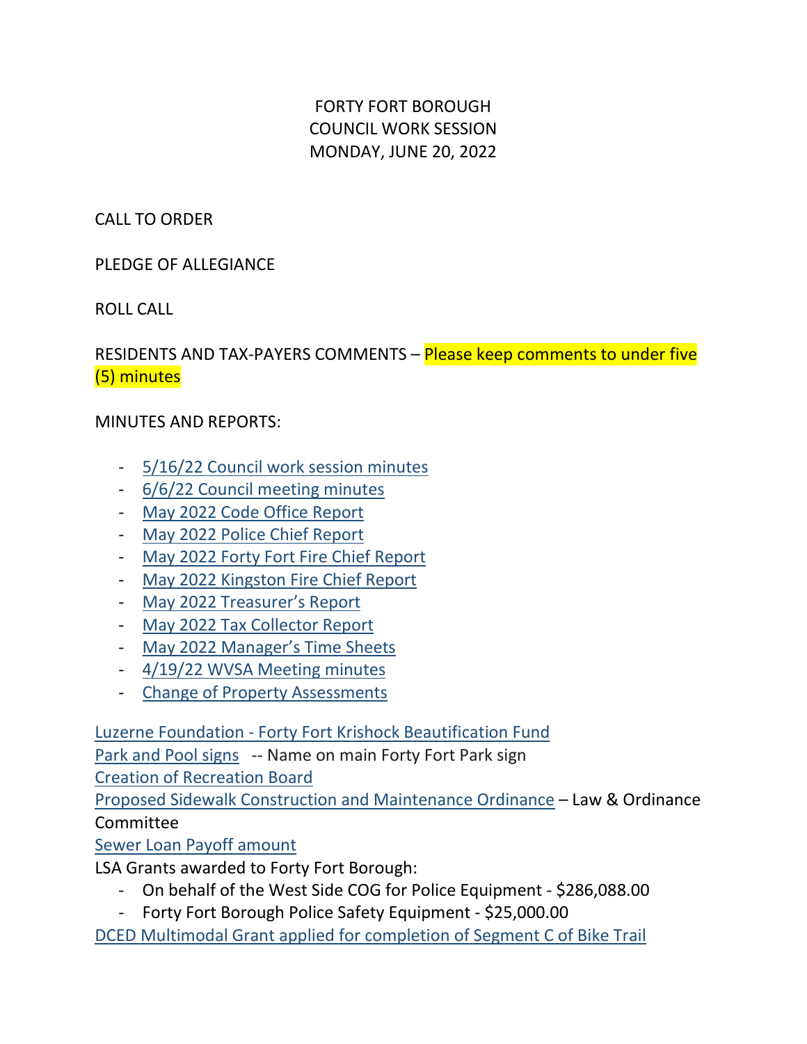# FORTY FORT BOROUGH
## COUNCIL WORK SESSION
## MONDAY, JUNE 20, 2022

CALL TO ORDER

PLEDGE OF ALLEGIANCE

ROLL CALL

RESIDENTS AND TAX-PAYERS COMMENTS – Please keep comments to under five (5) minutes

MINUTES AND REPORTS:

- 5/16/22 Council work session minutes
- 6/6/22 Council meeting minutes
- May 2022 Code Office Report
- May 2022 Police Chief Report
- May 2022 Forty Fort Fire Chief Report
- May 2022 Kingston Fire Chief Report
- May 2022 Treasurer's Report
- May 2022 Tax Collector Report
- May 2022 Manager's Time Sheets
- 4/19/22 WVSA Meeting minutes
- Change of Property Assessments

Luzerne Foundation - Forty Fort Krishock Beautification Fund

Park and Pool signs -- Name on main Forty Fort Park sign

Creation of Recreation Board

Proposed Sidewalk Construction and Maintenance Ordinance – Law & Ordinance Committee

Sewer Loan Payoff amount

LSA Grants awarded to Forty Fort Borough:

- On behalf of the West Side COG for Police Equipment - $286,088.00
- Forty Fort Borough Police Safety Equipment - $25,000.00

DCED Multimodal Grant applied for completion of Segment C of Bike Trail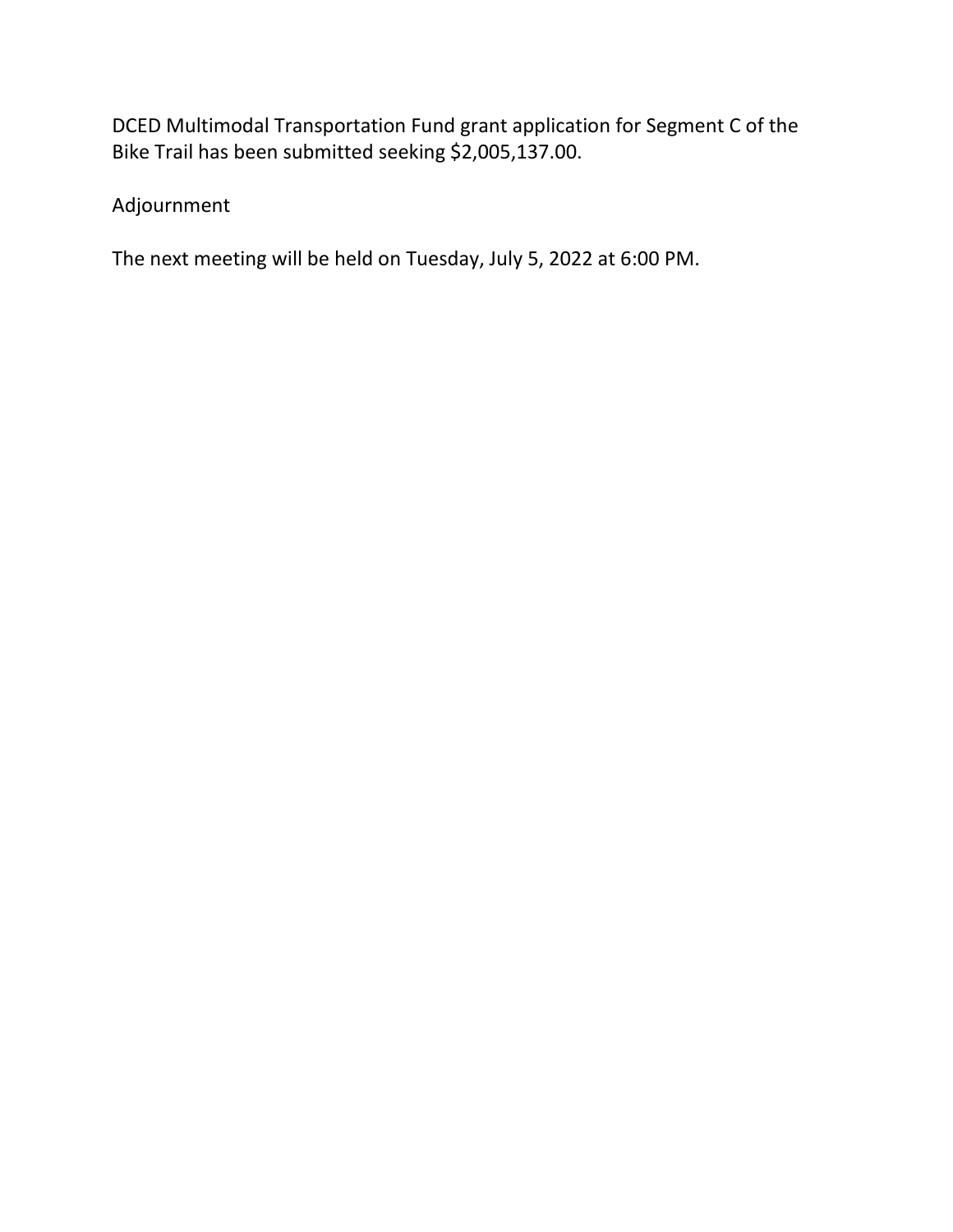DCED Multimodal Transportation Fund grant application for Segment C of the Bike Trail has been submitted seeking $2,005,137.00.

Adjournment

The next meeting will be held on Tuesday, July 5, 2022 at 6:00 PM.